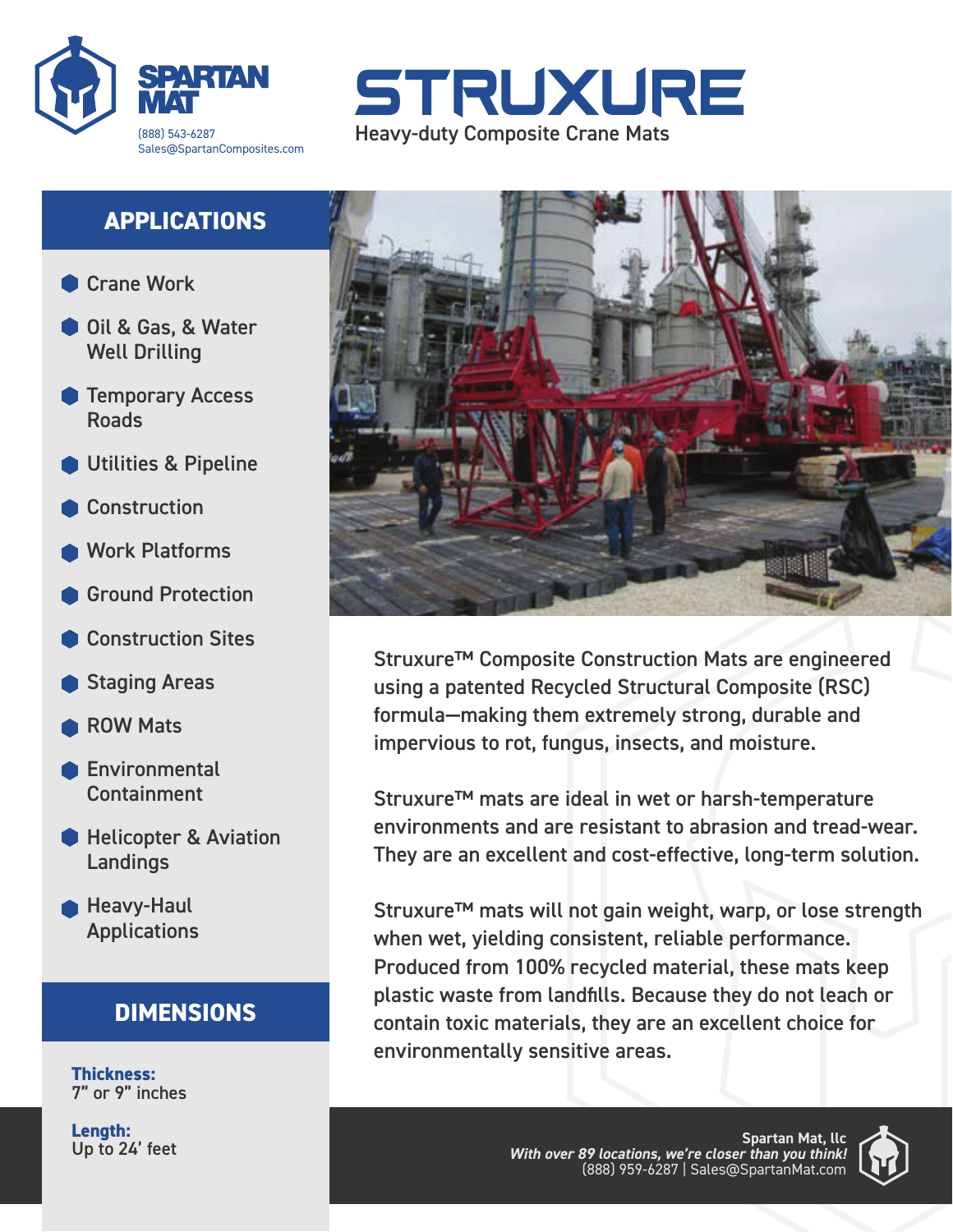SPARTAN MAT
(888) 543-6287
Sales@SpartanComposites.com

# STRUXURE

Heavy-duty Composite Crane Mats

## APPLICATIONS

- Crane Work
- Oil & Gas, & Water Well Drilling
- Temporary Access Roads
- Utilities & Pipeline
- Construction
- Work Platforms
- Ground Protection
- Construction Sites
- Staging Areas
- ROW Mats
- Environmental Containment
- Helicopter & Aviation Landings
- Heavy-Haul Applications

## DIMENSIONS

**Thickness:**
7" or 9" inches

**Length:**
Up to 24' feet

Struxure™ Composite Construction Mats are engineered using a patented Recycled Structural Composite (RSC) formula—making them extremely strong, durable and impervious to rot, fungus, insects, and moisture.

Struxure™ mats are ideal in wet or harsh-temperature environments and are resistant to abrasion and tread-wear. They are an excellent and cost-effective, long-term solution.

Struxure™ mats will not gain weight, warp, or lose strength when wet, yielding consistent, reliable performance. Produced from 100% recycled material, these mats keep plastic waste from landfills. Because they do not leach or contain toxic materials, they are an excellent choice for environmentally sensitive areas.

Spartan Mat, llc
*With over 89 locations, we're closer than you think!*
(888) 959-6287 | Sales@SpartanMat.com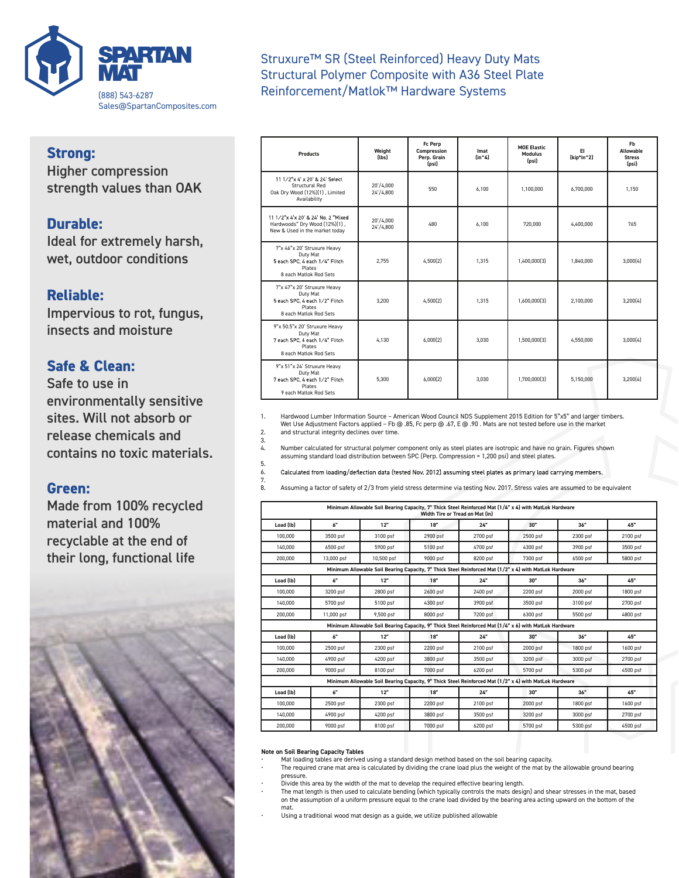# SPARTAN MAT

(888) 543-6287
Sales@SpartanComposites.com

## Struxure™ SR (Steel Reinforced) Heavy Duty Mats Structural Polymer Composite with A36 Steel Plate Reinforcement/Matlok™ Hardware Systems

### Strong:
Higher compression strength values than OAK

### Durable:
Ideal for extremely harsh, wet, outdoor conditions

### Reliable:
Impervious to rot, fungus, insects and moisture

### Safe & Clean:
Safe to use in environmentally sensitive sites. Will not absorb or release chemicals and contains no toxic materials.

### Green:
Made from 100% recycled material and 100% recyclable at the end of their long, functional life

| Products | Weight (lbs) | Fc Perp Compression Perp. Grain (psi) | Imat (in^4) | MOE Elastic Modulus (psi) | EI (kip*in^2) | Fb Allowable Stress (psi) |
|---|---|---|---|---|---|---|
| 11 1/2"x 4' x 20' & 24' Select Structural Red Oak Dry Wood (12%)(1) , Limited Availability | 20'/4,000 24'/4,800 | 550 | 6,100 | 1,100,000 | 6,700,000 | 1,150 |
| 11 1/2"x 4'x 20' & 24' No. 2 "Mixed Hardwoods" Dry Wood (12%)(1) , New & Used in the market today | 20'/4,000 24'/4,800 | 480 | 6,100 | 720,000 | 4,400,000 | 765 |
| 7"x 46"x 20' Struxure Heavy Duty Mat 5 each SPC, 4 each 1/4" Flitch Plates 8 each Matlok Rod Sets | 2,755 | 4,500(2) | 1,315 | 1,400,000(3) | 1,840,000 | 3,000(4) |
| 7"x 47"x 20' Struxure Heavy Duty Mat 5 each SPC, 4 each 1/2" Flitch Plates 8 each Matlok Rod Sets | 3,200 | 4,500(2) | 1,315 | 1,600,000(3) | 2,100,000 | 3,200(4) |
| 9"x 50.5"x 20' Struxure Heavy Duty Mat 7 each SPC, 6 each 1/4" Flitch Plates 8 each Matlok Rod Sets | 4,130 | 6,000(2) | 3,030 | 1,500,000(3) | 4,550,000 | 3,000(4) |
| 9"x 51"x 24' Struxure Heavy Duty Mat 7 each SPC, 4 each 1/2" Flitch Plates 9 each Matlok Rod Sets | 5,300 | 6,000(2) | 3,030 | 1,700,000(3) | 5,150,000 | 3,200(4) |

1. Hardwood Lumber Information Source – American Wood Council NDS Supplement 2015 Edition for 5"x5" and larger timbers. Wet Use Adjustment Factors applied – Fb @ .85, Fc perp @ .67, E @ .90 . Mats are not tested before use in the market
2. and structural integrity declines over time.
3.
4. Number calculated for structural polymer component only as steel plates are isotropic and have no grain. Figures shown assuming standard load distribution between SPC (Perp. Compression = 1,200 psi) and steel plates.
5.
6. Calculated from loading/deflection data (tested Nov. 2012) assuming steel plates as primary load carrying members.
7.
8. Assuming a factor of safety of 2/3 from yield stress determine via testing Nov. 2017. Stress vales are assumed to be equivalent

| Minimum Allowable Soil Bearing Capacity, 7" Thick Steel Reinforced Mat (1/4" x 4) with MatLok Hardware Width Tire or Tread on Mat (in) | | | | | | | |
|---|---|---|---|---|---|---|---|
| Load (lb) | 6" | 12" | 18" | 24" | 30" | 36" | 45" |
| 100,000 | 3500 psf | 3100 psf | 2900 psf | 2700 psf | 2500 psf | 2300 psf | 2100 psf |
| 140,000 | 6500 psf | 5900 psf | 5100 psf | 4700 psf | 4300 psf | 3900 psf | 3500 psf |
| 200,000 | 13,000 psf | 10,500 psf | 9000 psf | 8200 psf | 7300 psf | 6500 psf | 5800 psf |
| **Minimum Allowable Soil Bearing Capacity, 7" Thick Steel Reinforced Mat (1/2" x 4) with MatLok Hardware** | | | | | | | |
| Load (lb) | 6" | 12" | 18" | 24" | 30" | 36" | 45" |
| 100,000 | 3200 psf | 2800 psf | 2600 psf | 2400 psf | 2200 psf | 2000 psf | 1800 psf |
| 140,000 | 5700 psf | 5100 psf | 4300 psf | 3900 psf | 3500 psf | 3100 psf | 2700 psf |
| 200,000 | 11,000 psf | 9,500 psf | 8000 psf | 7200 psf | 6300 psf | 5500 psf | 4800 psf |
| **Minimum Allowable Soil Bearing Capacity, 9" Thick Steel Reinforced Mat (1/4" x 6) with MatLok Hardware** | | | | | | | |
| Load (lb) | 6" | 12" | 18" | 24" | 30" | 36" | 45" |
| 100,000 | 2500 psf | 2300 psf | 2200 psf | 2100 psf | 2000 psf | 1800 psf | 1600 psf |
| 140,000 | 4900 psf | 4200 psf | 3800 psf | 3500 psf | 3200 psf | 3000 psf | 2700 psf |
| 200,000 | 9000 psf | 8100 psf | 7000 psf | 6200 psf | 5700 psf | 5300 psf | 4500 psf |
| **Minimum Allowable Soil Bearing Capacity, 9" Thick Steel Reinforced Mat (1/2" x 4) with MatLok Hardware** | | | | | | | |
| Load (lb) | 6" | 12" | 18" | 24" | 30" | 36" | 45" |
| 100,000 | 2500 psf | 2300 psf | 2200 psf | 2100 psf | 2000 psf | 1800 psf | 1600 psf |
| 140,000 | 4900 psf | 4200 psf | 3800 psf | 3500 psf | 3200 psf | 3000 psf | 2700 psf |
| 200,000 | 9000 psf | 8100 psf | 7000 psf | 6200 psf | 5700 psf | 5300 psf | 4500 psf |

**Note on Soil Bearing Capacity Tables**

- Mat loading tables are derived using a standard design method based on the soil bearing capacity.
- The required crane mat area is calculated by dividing the crane load plus the weight of the mat by the allowable ground bearing pressure.
- Divide this area by the width of the mat to develop the required effective bearing length.
- The mat length is then used to calculate bending (which typically controls the mats design) and shear stresses in the mat, based on the assumption of a uniform pressure equal to the crane load divided by the bearing area acting upward on the bottom of the mat.
- Using a traditional wood mat design as a guide, we utilize published allowable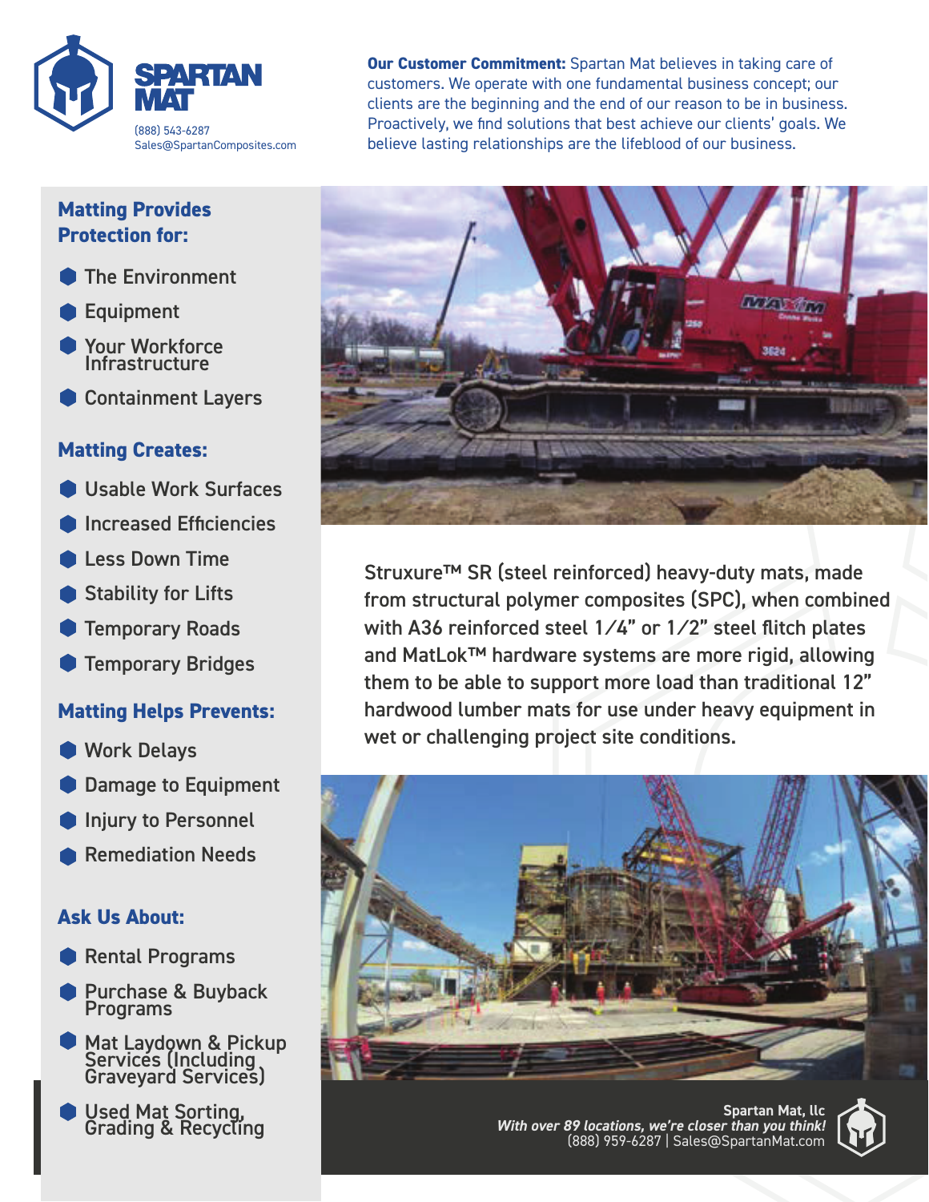SPARTAN MAT

(888) 543-6287
Sales@SpartanComposites.com

**Our Customer Commitment:** Spartan Mat believes in taking care of customers. We operate with one fundamental business concept; our clients are the beginning and the end of our reason to be in business. Proactively, we find solutions that best achieve our clients' goals. We believe lasting relationships are the lifeblood of our business.

## Matting Provides Protection for:

- The Environment
- Equipment
- Your Workforce Infrastructure
- Containment Layers

## Matting Creates:

- Usable Work Surfaces
- Increased Efficiencies
- Less Down Time
- Stability for Lifts
- Temporary Roads
- Temporary Bridges

## Matting Helps Prevents:

- Work Delays
- Damage to Equipment
- Injury to Personnel
- Remediation Needs

## Ask Us About:

- Rental Programs
- Purchase & Buyback Programs
- Mat Laydown & Pickup Services (Including Graveyard Services)
- Used Mat Sorting, Grading & Recycling

Struxure™ SR (steel reinforced) heavy-duty mats, made from structural polymer composites (SPC), when combined with A36 reinforced steel 1/4" or 1/2" steel flitch plates and MatLok™ hardware systems are more rigid, allowing them to be able to support more load than traditional 12" hardwood lumber mats for use under heavy equipment in wet or challenging project site conditions.

**Spartan Mat, llc**
***With over 89 locations, we're closer than you think!***
(888) 959-6287 | Sales@SpartanMat.com